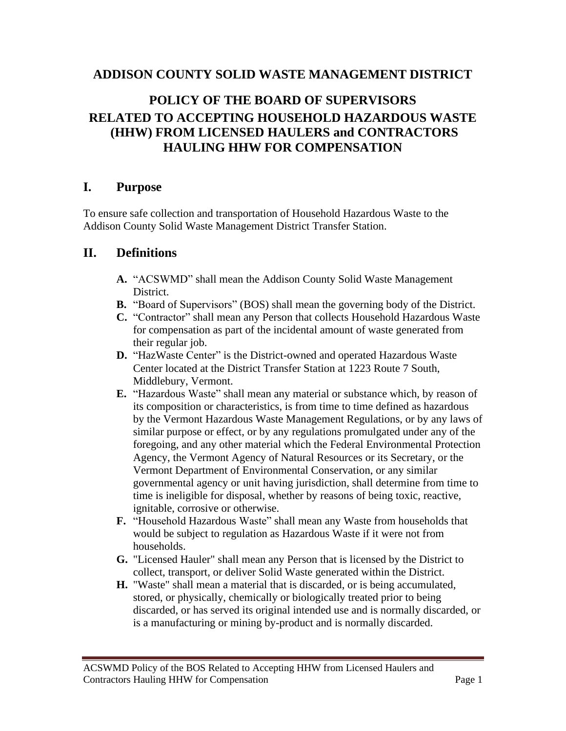# ADDISON COUNTY SOLID WASTE MANAGEMENT DISTRICT

## POLICY OF THE BOARD OF SUPERVISORS RELATED TO ACCEPTING HOUSEHOLD HAZARDOUS WASTE (HHW) FROM LICENSED HAULERS and CONTRACTORS HAULING HHW FOR COMPENSATION

## I. Purpose

To ensure safe collection and transportation of Household Hazardous Waste to the Addison County Solid Waste Management District Transfer Station.

## II. Definitions

- **A.** "ACSWMD" shall mean the Addison County Solid Waste Management District.
- **B.** "Board of Supervisors" (BOS) shall mean the governing body of the District.
- **C.** "Contractor" shall mean any Person that collects Household Hazardous Waste for compensation as part of the incidental amount of waste generated from their regular job.
- **D.** "HazWaste Center" is the District-owned and operated Hazardous Waste Center located at the District Transfer Station at 1223 Route 7 South, Middlebury, Vermont.
- **E.** "Hazardous Waste" shall mean any material or substance which, by reason of its composition or characteristics, is from time to time defined as hazardous by the Vermont Hazardous Waste Management Regulations, or by any laws of similar purpose or effect, or by any regulations promulgated under any of the foregoing, and any other material which the Federal Environmental Protection Agency, the Vermont Agency of Natural Resources or its Secretary, or the Vermont Department of Environmental Conservation, or any similar governmental agency or unit having jurisdiction, shall determine from time to time is ineligible for disposal, whether by reasons of being toxic, reactive, ignitable, corrosive or otherwise.
- **F.** "Household Hazardous Waste" shall mean any Waste from households that would be subject to regulation as Hazardous Waste if it were not from households.
- **G.** "Licensed Hauler" shall mean any Person that is licensed by the District to collect, transport, or deliver Solid Waste generated within the District.
- **H.** "Waste" shall mean a material that is discarded, or is being accumulated, stored, or physically, chemically or biologically treated prior to being discarded, or has served its original intended use and is normally discarded, or is a manufacturing or mining by-product and is normally discarded.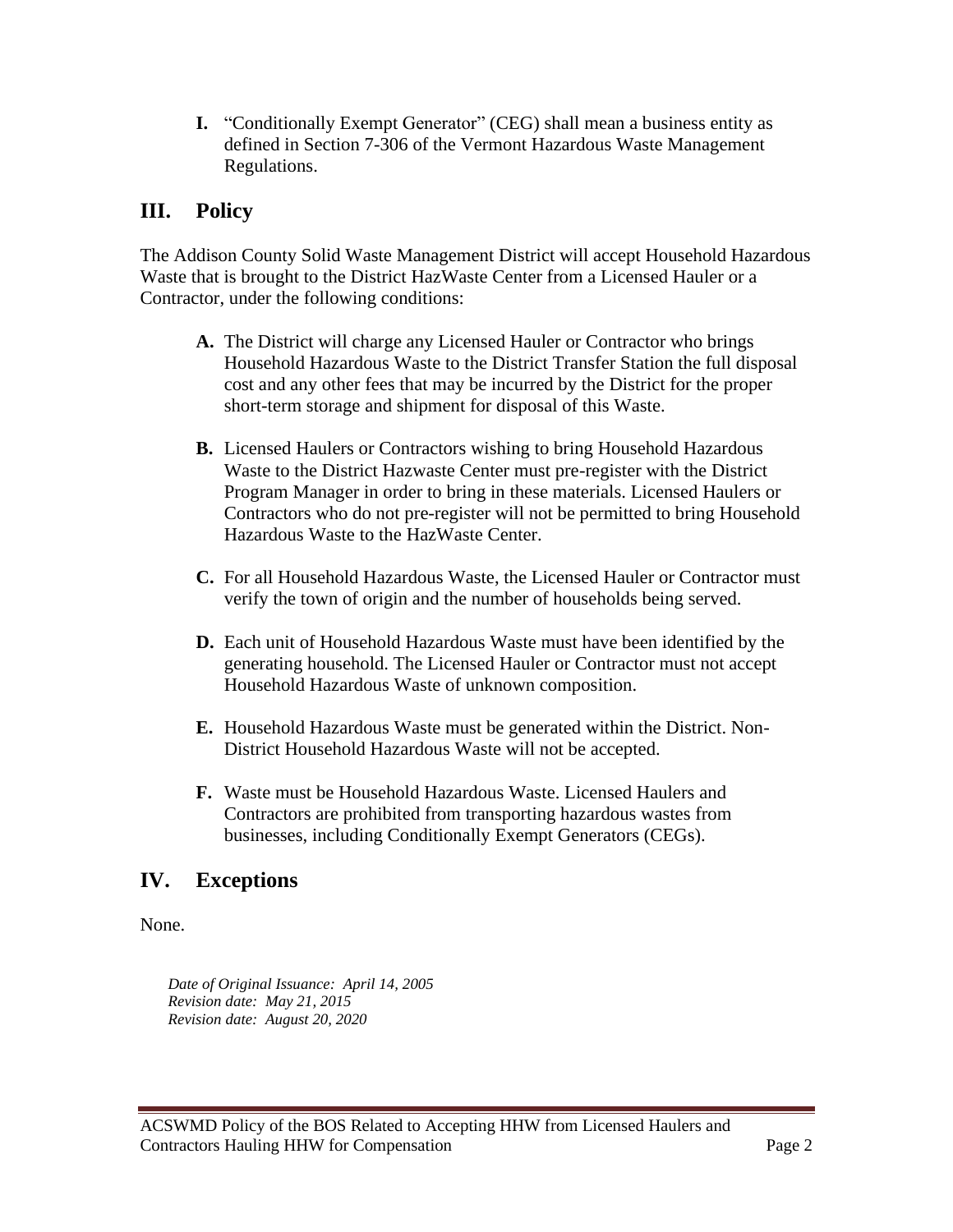**I.** "Conditionally Exempt Generator" (CEG) shall mean a business entity as defined in Section 7-306 of the Vermont Hazardous Waste Management Regulations.

## III. Policy

The Addison County Solid Waste Management District will accept Household Hazardous Waste that is brought to the District HazWaste Center from a Licensed Hauler or a Contractor, under the following conditions:

**A.** The District will charge any Licensed Hauler or Contractor who brings Household Hazardous Waste to the District Transfer Station the full disposal cost and any other fees that may be incurred by the District for the proper short-term storage and shipment for disposal of this Waste.

**B.** Licensed Haulers or Contractors wishing to bring Household Hazardous Waste to the District Hazwaste Center must pre-register with the District Program Manager in order to bring in these materials. Licensed Haulers or Contractors who do not pre-register will not be permitted to bring Household Hazardous Waste to the HazWaste Center.

**C.** For all Household Hazardous Waste, the Licensed Hauler or Contractor must verify the town of origin and the number of households being served.

**D.** Each unit of Household Hazardous Waste must have been identified by the generating household. The Licensed Hauler or Contractor must not accept Household Hazardous Waste of unknown composition.

**E.** Household Hazardous Waste must be generated within the District. Non-District Household Hazardous Waste will not be accepted.

**F.** Waste must be Household Hazardous Waste. Licensed Haulers and Contractors are prohibited from transporting hazardous wastes from businesses, including Conditionally Exempt Generators (CEGs).

## IV. Exceptions

None.

*Date of Original Issuance: April 14, 2005*
*Revision date: May 21, 2015*
*Revision date: August 20, 2020*